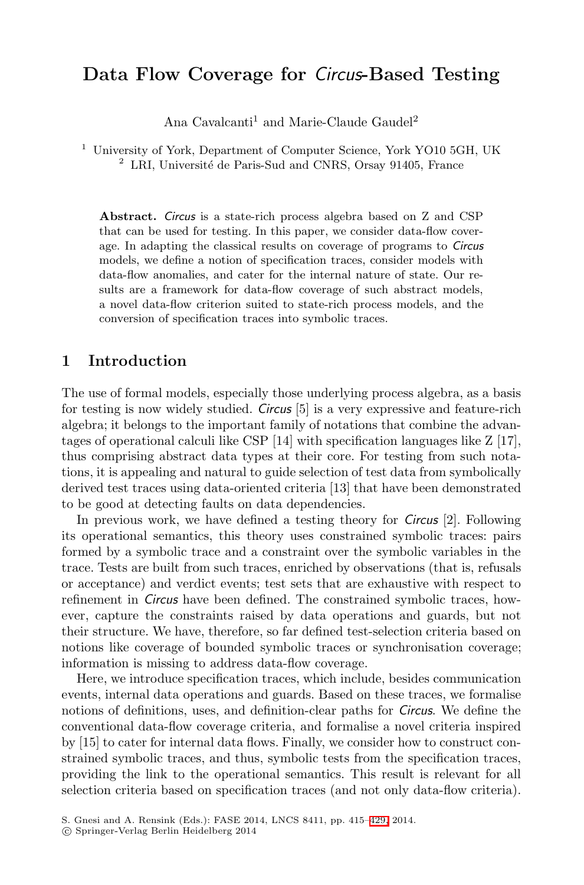# Data Flow Coverage for *Circus*-Based Testing

Ana Cavalcanti[1] and Marie-Claude Gaudel[2]

[1] University of York, Department of Computer Science, York YO10 5GH, UK
[2] LRI, Université de Paris-Sud and CNRS, Orsay 91405, France

**Abstract.** *Circus* is a state-rich process algebra based on Z and CSP that can be used for testing. In this paper, we consider data-flow coverage. In adapting the classical results on coverage of programs to *Circus* models, we define a notion of specification traces, consider models with data-flow anomalies, and cater for the internal nature of state. Our results are a framework for data-flow coverage of such abstract models, a novel data-flow criterion suited to state-rich process models, and the conversion of specification traces into symbolic traces.

## 1 Introduction

The use of formal models, especially those underlying process algebra, as a basis for testing is now widely studied. *Circus* [5] is a very expressive and feature-rich algebra; it belongs to the important family of notations that combine the advantages of operational calculi like CSP [14] with specification languages like Z [17], thus comprising abstract data types at their core. For testing from such notations, it is appealing and natural to guide selection of test data from symbolically derived test traces using data-oriented criteria [13] that have been demonstrated to be good at detecting faults on data dependencies.

In previous work, we have defined a testing theory for *Circus* [2]. Following its operational semantics, this theory uses constrained symbolic traces: pairs formed by a symbolic trace and a constraint over the symbolic variables in the trace. Tests are built from such traces, enriched by observations (that is, refusals or acceptance) and verdict events; test sets that are exhaustive with respect to refinement in *Circus* have been defined. The constrained symbolic traces, however, capture the constraints raised by data operations and guards, but not their structure. We have, therefore, so far defined test-selection criteria based on notions like coverage of bounded symbolic traces or synchronisation coverage; information is missing to address data-flow coverage.

Here, we introduce specification traces, which include, besides communication events, internal data operations and guards. Based on these traces, we formalise notions of definitions, uses, and definition-clear paths for *Circus*. We define the conventional data-flow coverage criteria, and formalise a novel criteria inspired by [15] to cater for internal data flows. Finally, we consider how to construct constrained symbolic traces, and thus, symbolic tests from the specification traces, providing the link to the operational semantics. This result is relevant for all selection criteria based on specification traces (and not only data-flow criteria).

S. Gnesi and A. Rensink (Eds.): FASE 2014, LNCS 8411, pp. 415–429, 2014.
© Springer-Verlag Berlin Heidelberg 2014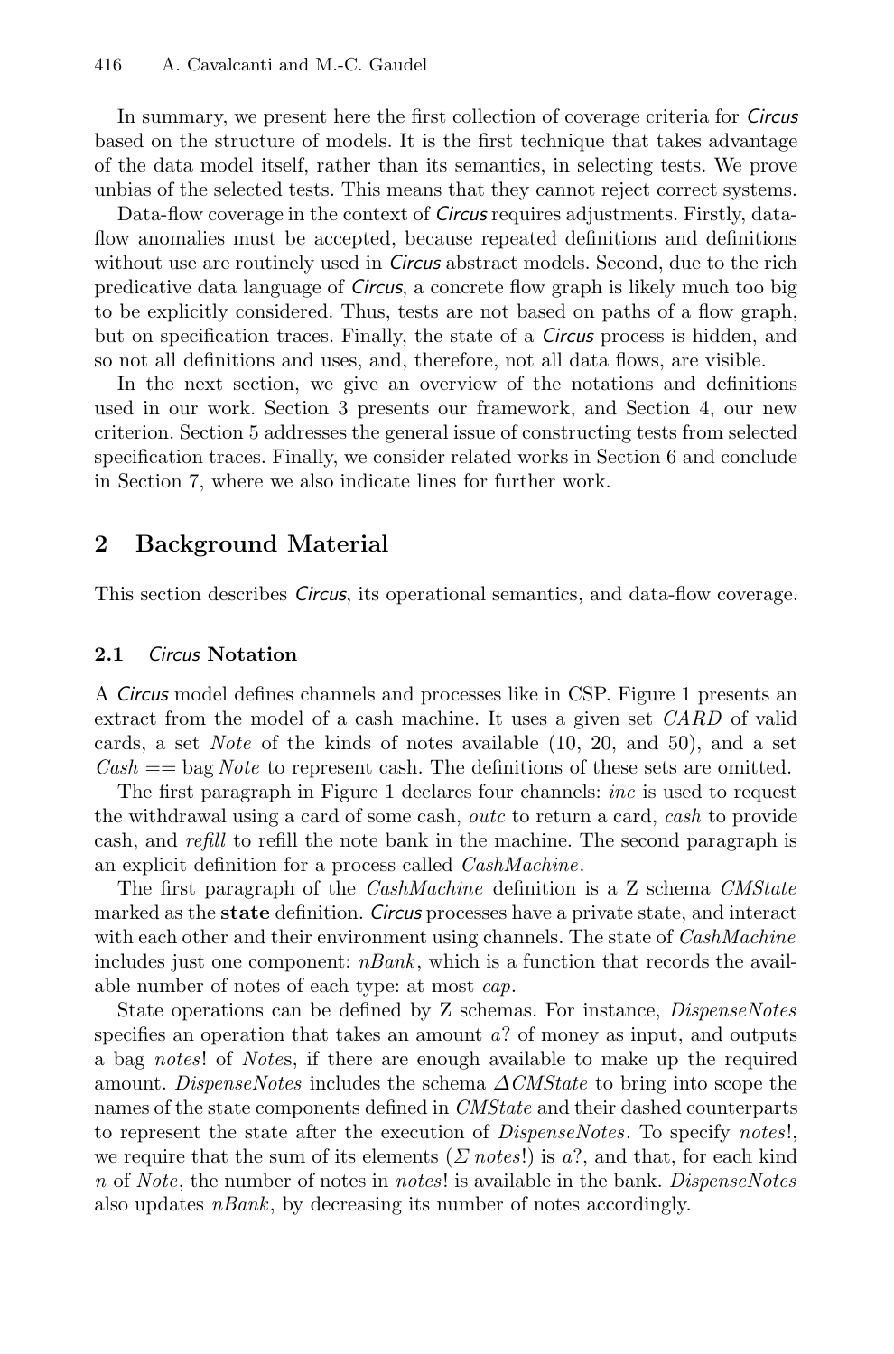In summary, we present here the first collection of coverage criteria for *Circus* based on the structure of models. It is the first technique that takes advantage of the data model itself, rather than its semantics, in selecting tests. We prove unbias of the selected tests. This means that they cannot reject correct systems.

Data-flow coverage in the context of *Circus* requires adjustments. Firstly, data-flow anomalies must be accepted, because repeated definitions and definitions without use are routinely used in *Circus* abstract models. Second, due to the rich predicative data language of *Circus*, a concrete flow graph is likely much too big to be explicitly considered. Thus, tests are not based on paths of a flow graph, but on specification traces. Finally, the state of a *Circus* process is hidden, and so not all definitions and uses, and, therefore, not all data flows, are visible.

In the next section, we give an overview of the notations and definitions used in our work. Section 3 presents our framework, and Section 4, our new criterion. Section 5 addresses the general issue of constructing tests from selected specification traces. Finally, we consider related works in Section 6 and conclude in Section 7, where we also indicate lines for further work.

## 2 Background Material

This section describes *Circus*, its operational semantics, and data-flow coverage.

### 2.1 *Circus* Notation

A *Circus* model defines channels and processes like in CSP. Figure 1 presents an extract from the model of a cash machine. It uses a given set $CARD$ of valid cards, a set $Note$ of the kinds of notes available (10, 20, and 50), and a set $Cash == \text{bag}\, Note$ to represent cash. The definitions of these sets are omitted.

The first paragraph in Figure 1 declares four channels: $inc$ is used to request the withdrawal using a card of some cash, $outc$ to return a card, $cash$ to provide cash, and $refill$ to refill the note bank in the machine. The second paragraph is an explicit definition for a process called $CashMachine$.

The first paragraph of the $CashMachine$ definition is a Z schema $CMState$ marked as the **state** definition. *Circus* processes have a private state, and interact with each other and their environment using channels. The state of $CashMachine$ includes just one component: $nBank$, which is a function that records the available number of notes of each type: at most $cap$.

State operations can be defined by Z schemas. For instance, $DispenseNotes$ specifies an operation that takes an amount $a?$ of money as input, and outputs a bag $notes!$ of $Note$s, if there are enough available to make up the required amount. $DispenseNotes$ includes the schema $\Delta CMState$ to bring into scope the names of the state components defined in $CMState$ and their dashed counterparts to represent the state after the execution of $DispenseNotes$. To specify $notes!$, we require that the sum of its elements ($\Sigma\, notes!$) is $a?$, and that, for each kind $n$ of $Note$, the number of notes in $notes!$ is available in the bank. $DispenseNotes$ also updates $nBank$, by decreasing its number of notes accordingly.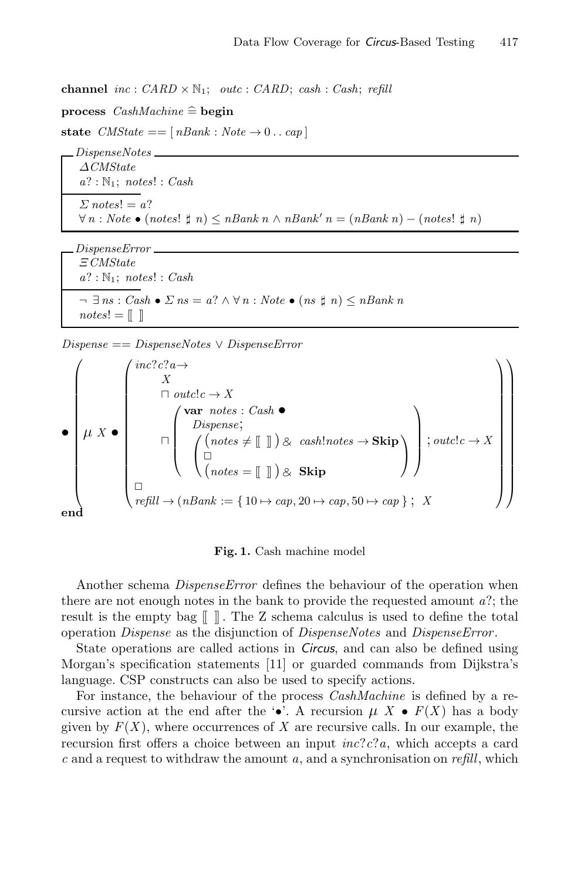**channel** $inc : CARD \times \mathbb{N}_1;\;\; outc : CARD;\; cash : Cash;\; refill$

**process** $CashMachine \mathrel{\widehat=}$ **begin**

**state** $CMState == [\, nBank : Note \rightarrow 0 \mathrel{..} cap \,]$

$$
\begin{array}{|l}
\multicolumn{1}{l}{\textit{DispenseNotes}} \\
\hline
\Delta CMState \\
a? : \mathbb{N}_1;\; notes! : Cash \\
\hline
\Sigma\, notes! = a? \\
\forall\, n : Note \bullet (notes! \sharp n) \leq nBank\; n \wedge nBank'\; n = (nBank\; n) - (notes! \sharp n) \\
\hline
\end{array}
$$

$$
\begin{array}{|l}
\multicolumn{1}{l}{\textit{DispenseError}} \\
\hline
\Xi CMState \\
a? : \mathbb{N}_1;\; notes! : Cash \\
\hline
\neg\, \exists\, ns : Cash \bullet \Sigma\, ns = a? \wedge \forall\, n : Note \bullet (ns \sharp n) \leq nBank\; n \\
notes! = [\![\;]\!] \\
\hline
\end{array}
$$

$Dispense == DispenseNotes \vee DispenseError$

$$
\bullet \left( \mu\, X \bullet \left(
\begin{array}{l}
inc?c?a \rightarrow \\
\quad X \\
\quad \sqcap\; outc!c \rightarrow X \\
\quad \sqcap \left(
\begin{array}{l}
\mathbf{var}\; notes : Cash \bullet \\
\quad Dispense; \\
\quad \left(
\begin{array}{l}
(notes \neq [\![\;]\!])\; \&\;\; cash!notes \rightarrow \mathbf{Skip} \\
\Box \\
(notes = [\![\;]\!])\; \&\;\; \mathbf{Skip}
\end{array}
\right)
\end{array}
\right) ; outc!c \rightarrow X \\
\Box \\
refill \rightarrow (nBank := \{\, 10 \mapsto cap, 20 \mapsto cap, 50 \mapsto cap \,\};\;\; X
\end{array}
\right) \right)
$$

**end**

**Fig. 1.** Cash machine model

Another schema *DispenseError* defines the behaviour of the operation when there are not enough notes in the bank to provide the requested amount $a?$; the result is the empty bag $[\![\;]\!]$. The Z schema calculus is used to define the total operation *Dispense* as the disjunction of *DispenseNotes* and *DispenseError*.

State operations are called actions in *Circus*, and can also be defined using Morgan's specification statements [11] or guarded commands from Dijkstra's language. CSP constructs can also be used to specify actions.

For instance, the behaviour of the process *CashMachine* is defined by a recursive action at the end after the '$\bullet$'. A recursion $\mu\, X \bullet F(X)$ has a body given by $F(X)$, where occurrences of $X$ are recursive calls. In our example, the recursion first offers a choice between an input $inc?c?a$, which accepts a card $c$ and a request to withdraw the amount $a$, and a synchronisation on *refill*, which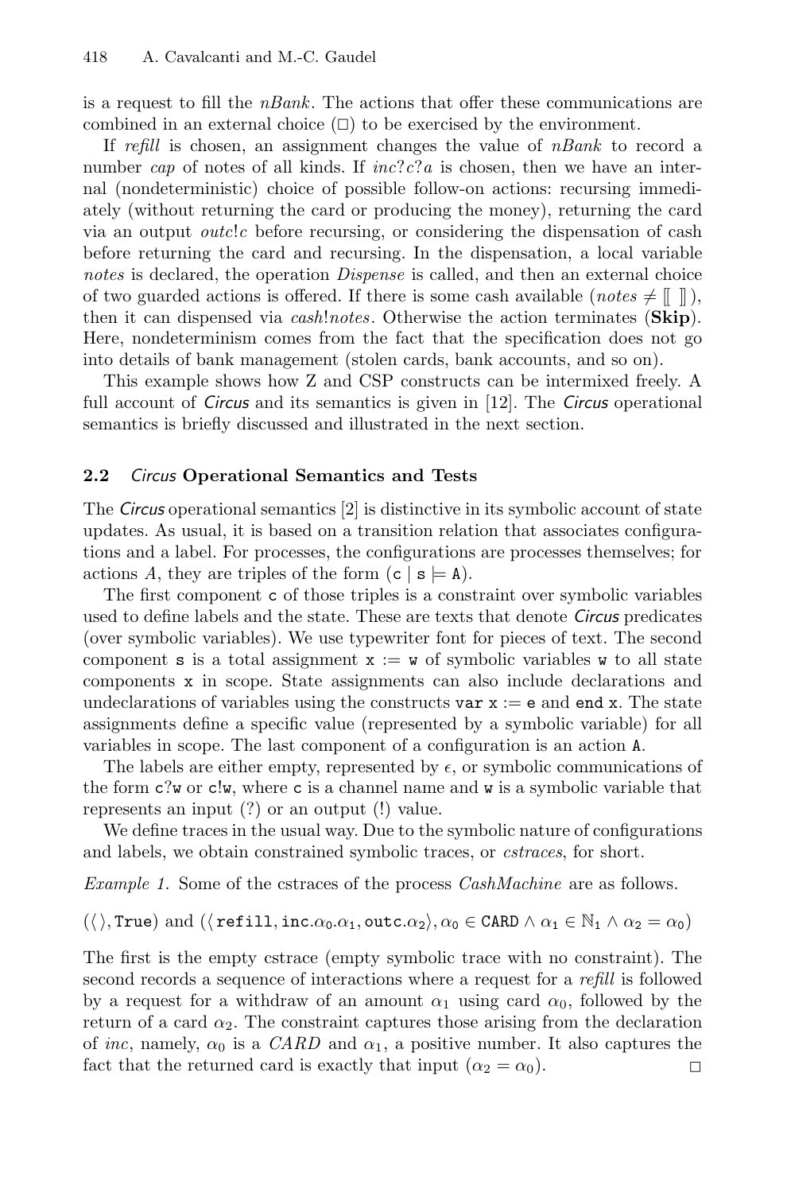is a request to fill the *nBank*. The actions that offer these communications are combined in an external choice ($\Box$) to be exercised by the environment.

If *refill* is chosen, an assignment changes the value of *nBank* to record a number *cap* of notes of all kinds. If $inc?c?a$ is chosen, then we have an internal (nondeterministic) choice of possible follow-on actions: recursing immediately (without returning the card or producing the money), returning the card via an output $outc!c$ before recursing, or considering the dispensation of cash before returning the card and recursing. In the dispensation, a local variable *notes* is declared, the operation *Dispense* is called, and then an external choice of two guarded actions is offered. If there is some cash available ($notes \neq [\![\ ]\!]$), then it can dispensed via $cash!notes$. Otherwise the action terminates (**Skip**). Here, nondeterminism comes from the fact that the specification does not go into details of bank management (stolen cards, bank accounts, and so on).

This example shows how Z and CSP constructs can be intermixed freely. A full account of *Circus* and its semantics is given in [12]. The *Circus* operational semantics is briefly discussed and illustrated in the next section.

### 2.2 *Circus* Operational Semantics and Tests

The *Circus* operational semantics [2] is distinctive in its symbolic account of state updates. As usual, it is based on a transition relation that associates configurations and a label. For processes, the configurations are processes themselves; for actions $A$, they are triples of the form $(\mathtt{c} \mid \mathtt{s} \models \mathtt{A})$.

The first component `c` of those triples is a constraint over symbolic variables used to define labels and the state. These are texts that denote *Circus* predicates (over symbolic variables). We use typewriter font for pieces of text. The second component `s` is a total assignment `x := w` of symbolic variables `w` to all state components `x` in scope. State assignments can also include declarations and undeclarations of variables using the constructs `var x := e` and `end x`. The state assignments define a specific value (represented by a symbolic variable) for all variables in scope. The last component of a configuration is an action `A`.

The labels are either empty, represented by $\epsilon$, or symbolic communications of the form `c?w` or `c!w`, where `c` is a channel name and `w` is a symbolic variable that represents an input (?) or an output (!) value.

We define traces in the usual way. Due to the symbolic nature of configurations and labels, we obtain constrained symbolic traces, or *cstraces*, for short.

*Example 1.* Some of the cstraces of the process *CashMachine* are as follows.

$(\langle\,\rangle, \mathtt{True})$ and $(\langle\, \mathtt{refill}, \mathtt{inc}.\alpha_0.\alpha_1, \mathtt{outc}.\alpha_2 \rangle, \alpha_0 \in \mathtt{CARD} \wedge \alpha_1 \in \mathbb{N}_1 \wedge \alpha_2 = \alpha_0)$

The first is the empty cstrace (empty symbolic trace with no constraint). The second records a sequence of interactions where a request for a *refill* is followed by a request for a withdraw of an amount $\alpha_1$ using card $\alpha_0$, followed by the return of a card $\alpha_2$. The constraint captures those arising from the declaration of *inc*, namely, $\alpha_0$ is a *CARD* and $\alpha_1$, a positive number. It also captures the fact that the returned card is exactly that input ($\alpha_2 = \alpha_0$). $\Box$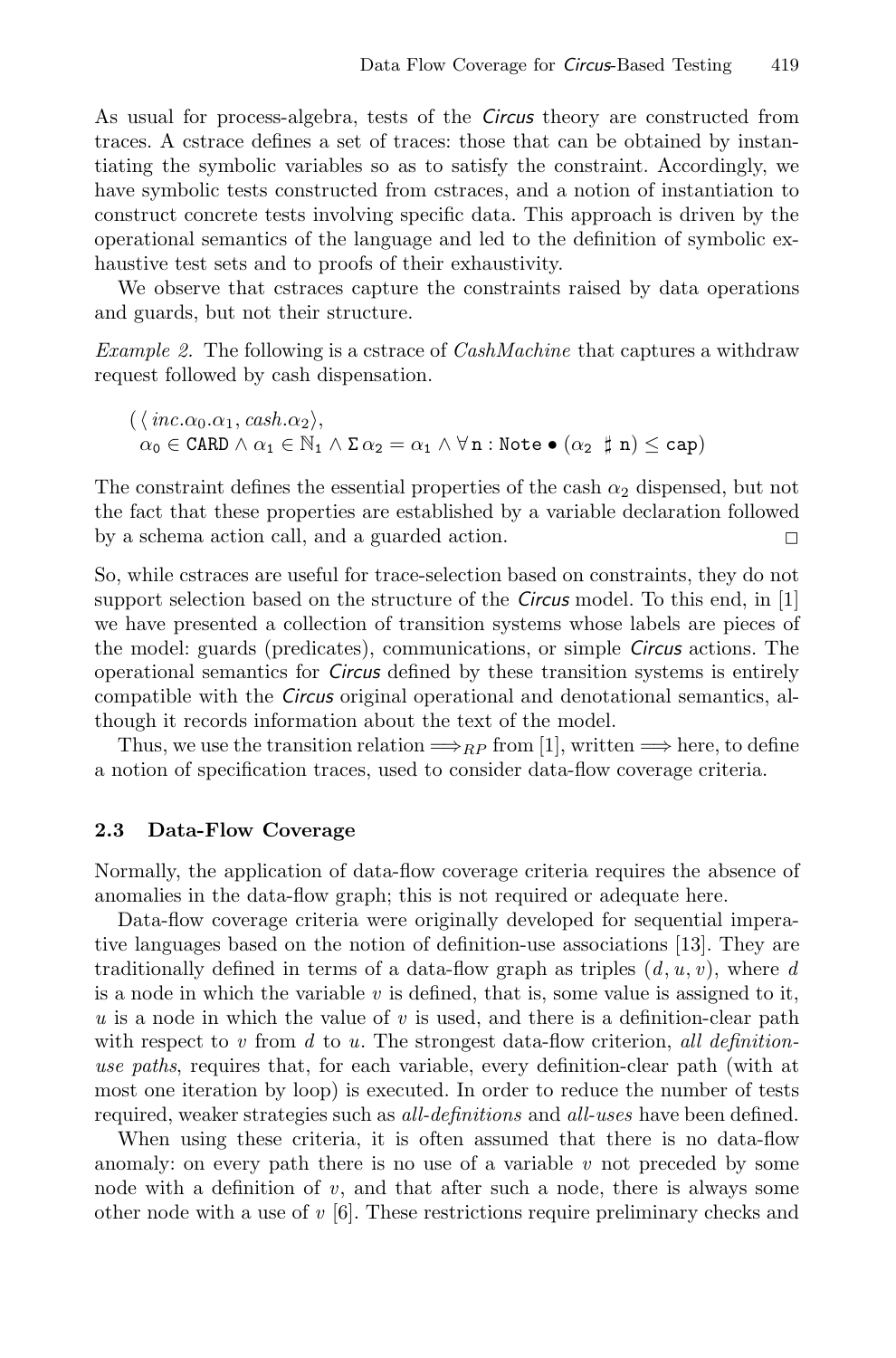As usual for process-algebra, tests of the *Circus* theory are constructed from traces. A cstrace defines a set of traces: those that can be obtained by instantiating the symbolic variables so as to satisfy the constraint. Accordingly, we have symbolic tests constructed from cstraces, and a notion of instantiation to construct concrete tests involving specific data. This approach is driven by the operational semantics of the language and led to the definition of symbolic exhaustive test sets and to proofs of their exhaustivity.

We observe that cstraces capture the constraints raised by data operations and guards, but not their structure.

*Example 2.* The following is a cstrace of *CashMachine* that captures a withdraw request followed by cash dispensation.

$$(\langle\, inc.\alpha_0.\alpha_1, cash.\alpha_2 \rangle,$$
$$\alpha_0 \in \mathtt{CARD} \land \alpha_1 \in \mathbb{N}_1 \land \Sigma\, \alpha_2 = \alpha_1 \land \forall\, \mathtt{n} : \mathtt{Note} \bullet (\alpha_2 \ \sharp\ \mathtt{n}) \leq \mathtt{cap})$$

The constraint defines the essential properties of the cash $\alpha_2$ dispensed, but not the fact that these properties are established by a variable declaration followed by a schema action call, and a guarded action. □

So, while cstraces are useful for trace-selection based on constraints, they do not support selection based on the structure of the *Circus* model. To this end, in [1] we have presented a collection of transition systems whose labels are pieces of the model: guards (predicates), communications, or simple *Circus* actions. The operational semantics for *Circus* defined by these transition systems is entirely compatible with the *Circus* original operational and denotational semantics, although it records information about the text of the model.

Thus, we use the transition relation $\Longrightarrow_{RP}$ from [1], written $\Longrightarrow$ here, to define a notion of specification traces, used to consider data-flow coverage criteria.

### 2.3 Data-Flow Coverage

Normally, the application of data-flow coverage criteria requires the absence of anomalies in the data-flow graph; this is not required or adequate here.

Data-flow coverage criteria were originally developed for sequential imperative languages based on the notion of definition-use associations [13]. They are traditionally defined in terms of a data-flow graph as triples $(d, u, v)$, where $d$ is a node in which the variable $v$ is defined, that is, some value is assigned to it, $u$ is a node in which the value of $v$ is used, and there is a definition-clear path with respect to $v$ from $d$ to $u$. The strongest data-flow criterion, *all definition-use paths*, requires that, for each variable, every definition-clear path (with at most one iteration by loop) is executed. In order to reduce the number of tests required, weaker strategies such as *all-definitions* and *all-uses* have been defined.

When using these criteria, it is often assumed that there is no data-flow anomaly: on every path there is no use of a variable $v$ not preceded by some node with a definition of $v$, and that after such a node, there is always some other node with a use of $v$ [6]. These restrictions require preliminary checks and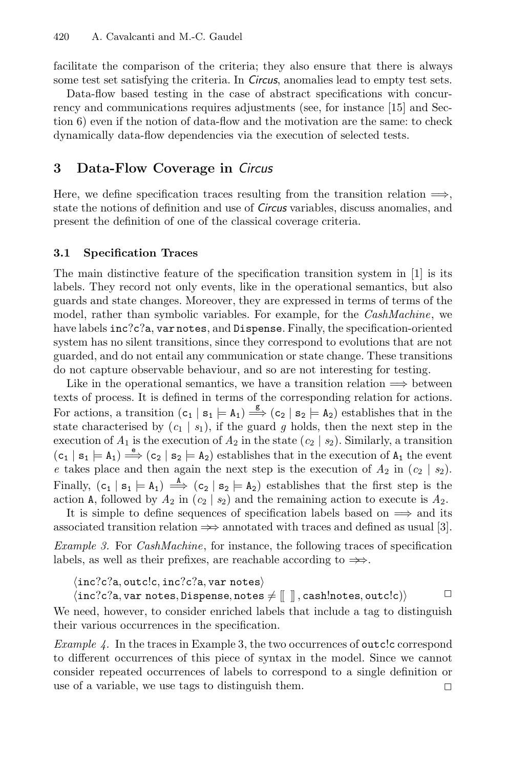facilitate the comparison of the criteria; they also ensure that there is always some test set satisfying the criteria. In *Circus*, anomalies lead to empty test sets.

Data-flow based testing in the case of abstract specifications with concurrency and communications requires adjustments (see, for instance [15] and Section 6) even if the notion of data-flow and the motivation are the same: to check dynamically data-flow dependencies via the execution of selected tests.

## 3 Data-Flow Coverage in *Circus*

Here, we define specification traces resulting from the transition relation $\Longrightarrow$, state the notions of definition and use of *Circus* variables, discuss anomalies, and present the definition of one of the classical coverage criteria.

### 3.1 Specification Traces

The main distinctive feature of the specification transition system in [1] is its labels. They record not only events, like in the operational semantics, but also guards and state changes. Moreover, they are expressed in terms of terms of the model, rather than symbolic variables. For example, for the *CashMachine*, we have labels $\mathtt{inc?c?a}$, $\mathtt{var\,notes}$, and $\mathtt{Dispense}$. Finally, the specification-oriented system has no silent transitions, since they correspond to evolutions that are not guarded, and do not entail any communication or state change. These transitions do not capture observable behaviour, and so are not interesting for testing.

Like in the operational semantics, we have a transition relation $\Longrightarrow$ between texts of process. It is defined in terms of the corresponding relation for actions. For actions, a transition $(\mathtt{c_1} \mid \mathtt{s_1} \models \mathtt{A_1}) \overset{\mathtt{g}}{\Longrightarrow} (\mathtt{c_2} \mid \mathtt{s_2} \models \mathtt{A_2})$ establishes that in the state characterised by $(c_1 \mid s_1)$, if the guard $g$ holds, then the next step in the execution of $A_1$ is the execution of $A_2$ in the state $(c_2 \mid s_2)$. Similarly, a transition $(\mathtt{c_1} \mid \mathtt{s_1} \models \mathtt{A_1}) \overset{\mathtt{e}}{\Longrightarrow} (\mathtt{c_2} \mid \mathtt{s_2} \models \mathtt{A_2})$ establishes that in the execution of $\mathtt{A_1}$ the event $e$ takes place and then again the next step is the execution of $A_2$ in $(c_2 \mid s_2)$. Finally, $(\mathtt{c_1} \mid \mathtt{s_1} \models \mathtt{A_1}) \overset{\mathtt{A}}{\Longrightarrow} (\mathtt{c_2} \mid \mathtt{s_2} \models \mathtt{A_2})$ establishes that the first step is the action $\mathtt{A}$, followed by $A_2$ in $(c_2 \mid s_2)$ and the remaining action to execute is $A_2$.

It is simple to define sequences of specification labels based on $\Longrightarrow$ and its associated transition relation $\Longrightarrow\!\!\!\!\!\!\Rightarrow$ annotated with traces and defined as usual [3].

*Example 3.* For *CashMachine*, for instance, the following traces of specification labels, as well as their prefixes, are reachable according to $\Longrightarrow\!\!\!\!\!\!\Rightarrow$.

$\langle \mathtt{inc?c?a}, \mathtt{outc!c}, \mathtt{inc?c?a}, \mathtt{var\ notes} \rangle$
$\langle \mathtt{inc?c?a}, \mathtt{var\ notes}, \mathtt{Dispense}, \mathtt{notes} \neq [\![\ ]\!], \mathtt{cash!notes}, \mathtt{outc!c}) \rangle$ □

We need, however, to consider enriched labels that include a tag to distinguish their various occurrences in the specification.

*Example 4.* In the traces in Example 3, the two occurrences of $\mathtt{outc!c}$ correspond to different occurrences of this piece of syntax in the model. Since we cannot consider repeated occurrences of labels to correspond to a single definition or use of a variable, we use tags to distinguish them. □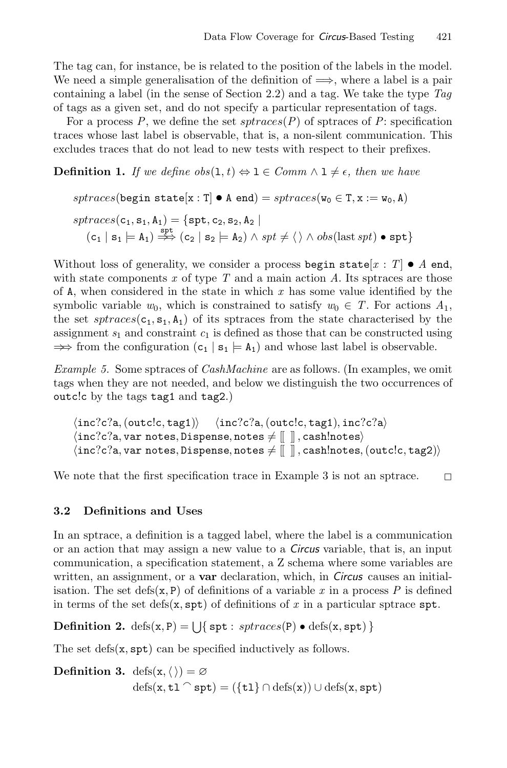The tag can, for instance, be is related to the position of the labels in the model. We need a simple generalisation of the definition of $\Longrightarrow$, where a label is a pair containing a label (in the sense of Section 2.2) and a tag. We take the type *Tag* of tags as a given set, and do not specify a particular representation of tags.

For a process $P$, we define the set $sptraces(P)$ of sptraces of $P$: specification traces whose last label is observable, that is, a non-silent communication. This excludes traces that do not lead to new tests with respect to their prefixes.

**Definition 1.** *If we define* $obs(\mathtt{l}, t) \Leftrightarrow \mathtt{l} \in Comm \wedge \mathtt{l} \neq \epsilon$, *then we have*

$$sptraces(\mathtt{begin\ state[x : T]} \bullet \mathtt{A\ end}) = sptraces(\mathtt{w_0} \in \mathtt{T}, \mathtt{x} := \mathtt{w_0}, \mathtt{A})$$

$$sptraces(\mathtt{c_1}, \mathtt{s_1}, \mathtt{A_1}) = \{\mathtt{spt}, \mathtt{c_2}, \mathtt{s_2}, \mathtt{A_2} \mid (\mathtt{c_1} \mid \mathtt{s_1} \models \mathtt{A_1}) \overset{\mathtt{spt}}{\twoheadrightarrow} (\mathtt{c_2} \mid \mathtt{s_2} \models \mathtt{A_2}) \wedge spt \neq \langle\,\rangle \wedge obs(\text{last}\ spt) \bullet \mathtt{spt}\}$$

Without loss of generality, we consider a process $\mathtt{begin\ state}[x : T] \bullet A\ \mathtt{end}$, with state components $x$ of type $T$ and a main action $A$. Its sptraces are those of $\mathtt{A}$, when considered in the state in which $x$ has some value identified by the symbolic variable $w_0$, which is constrained to satisfy $w_0 \in T$. For actions $A_1$, the set $sptraces(\mathtt{c_1}, \mathtt{s_1}, \mathtt{A_1})$ of its sptraces from the state characterised by the assignment $s_1$ and constraint $c_1$ is defined as those that can be constructed using $\twoheadrightarrow$ from the configuration $(\mathtt{c_1} \mid \mathtt{s_1} \models \mathtt{A_1})$ and whose last label is observable.

*Example 5.* Some sptraces of *CashMachine* are as follows. (In examples, we omit tags when they are not needed, and below we distinguish the two occurrences of `outc!c` by the tags `tag1` and `tag2`.)

$\langle \mathtt{inc?c?a}, (\mathtt{outc!c}, \mathtt{tag1}) \rangle \quad \langle \mathtt{inc?c?a}, (\mathtt{outc!c}, \mathtt{tag1}), \mathtt{inc?c?a} \rangle$
$\langle \mathtt{inc?c?a}, \mathtt{var\ notes}, \mathtt{Dispense}, \mathtt{notes} \neq [\![\ ]\!], \mathtt{cash!notes} \rangle$
$\langle \mathtt{inc?c?a}, \mathtt{var\ notes}, \mathtt{Dispense}, \mathtt{notes} \neq [\![\ ]\!], \mathtt{cash!notes}, (\mathtt{outc!c}, \mathtt{tag2}) \rangle$

We note that the first specification trace in Example 3 is not an sptrace. □

### 3.2 Definitions and Uses

In an sptrace, a definition is a tagged label, where the label is a communication or an action that may assign a new value to a *Circus* variable, that is, an input communication, a specification statement, a Z schema where some variables are written, an assignment, or a **var** declaration, which, in *Circus* causes an initialisation. The set $\text{defs}(\mathtt{x}, \mathtt{P})$ of definitions of a variable $x$ in a process $P$ is defined in terms of the set $\text{defs}(\mathtt{x}, \mathtt{spt})$ of definitions of $x$ in a particular sptrace $\mathtt{spt}$.

**Definition 2.** $\text{defs}(\mathtt{x}, \mathtt{P}) = \bigcup \{\, \mathtt{spt} : sptraces(\mathtt{P}) \bullet \text{defs}(\mathtt{x}, \mathtt{spt}) \,\}$

The set $\text{defs}(\mathtt{x}, \mathtt{spt})$ can be specified inductively as follows.

**Definition 3.**
$$\text{defs}(\mathtt{x}, \langle\,\rangle) = \varnothing$$
$$\text{defs}(\mathtt{x}, \mathtt{tl} \frown \mathtt{spt}) = (\{\mathtt{tl}\} \cap \text{defs}(\mathtt{x})) \cup \text{defs}(\mathtt{x}, \mathtt{spt})$$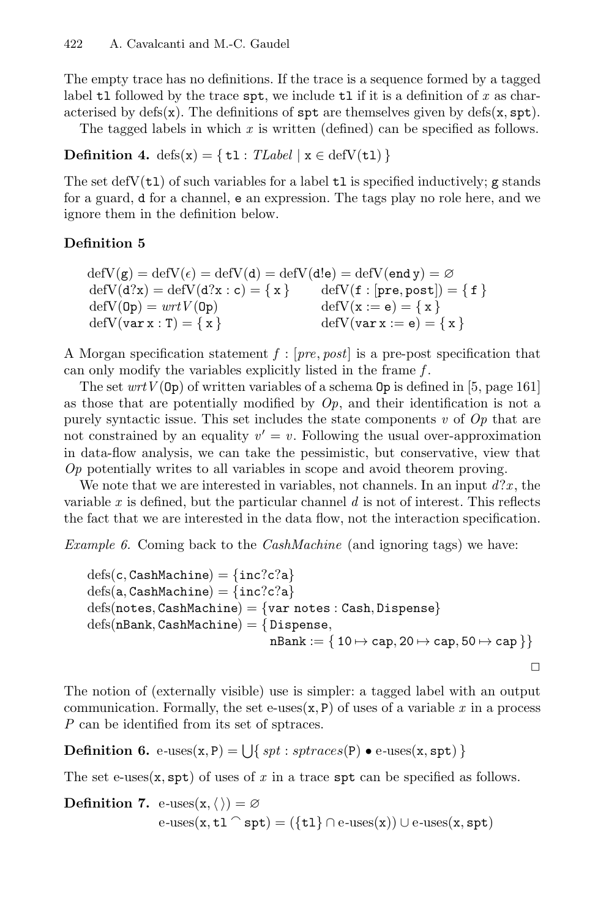The empty trace has no definitions. If the trace is a sequence formed by a tagged label $\mathtt{tl}$ followed by the trace $\mathtt{spt}$, we include $\mathtt{tl}$ if it is a definition of $x$ as characterised by $\mathrm{defs}(\mathtt{x})$. The definitions of $\mathtt{spt}$ are themselves given by $\mathrm{defs}(\mathtt{x}, \mathtt{spt})$.

The tagged labels in which $x$ is written (defined) can be specified as follows.

**Definition 4.** $\mathrm{defs}(\mathtt{x}) = \{\, \mathtt{tl} : \mathit{TLabel} \mid \mathtt{x} \in \mathrm{defV}(\mathtt{tl}) \,\}$

The set $\mathrm{defV}(\mathtt{tl})$ of such variables for a label $\mathtt{tl}$ is specified inductively; $\mathtt{g}$ stands for a guard, $\mathtt{d}$ for a channel, $\mathtt{e}$ an expression. The tags play no role here, and we ignore them in the definition below.

**Definition 5**

$$\mathrm{defV}(\mathtt{g}) = \mathrm{defV}(\epsilon) = \mathrm{defV}(\mathtt{d}) = \mathrm{defV}(\mathtt{d!e}) = \mathrm{defV}(\mathtt{end\,y}) = \varnothing$$

$$\mathrm{defV}(\mathtt{d?x}) = \mathrm{defV}(\mathtt{d?x:c}) = \{\, \mathtt{x} \,\} \qquad \mathrm{defV}(\mathtt{f} : [\mathtt{pre}, \mathtt{post}]) = \{\, \mathtt{f} \,\}$$

$$\mathrm{defV}(\mathtt{Op}) = \mathit{wrtV}(\mathtt{Op}) \qquad \mathrm{defV}(\mathtt{x} := \mathtt{e}) = \{\, \mathtt{x} \,\}$$

$$\mathrm{defV}(\mathtt{var\,x:T}) = \{\, \mathtt{x} \,\} \qquad \mathrm{defV}(\mathtt{var\,x} := \mathtt{e}) = \{\, \mathtt{x} \,\}$$

A Morgan specification statement $f : [pre, post]$ is a pre-post specification that can only modify the variables explicitly listed in the frame $f$.

The set $\mathit{wrtV}(\mathtt{Op})$ of written variables of a schema $\mathtt{Op}$ is defined in [5, page 161] as those that are potentially modified by $Op$, and their identification is not a purely syntactic issue. This set includes the state components $v$ of $Op$ that are not constrained by an equality $v' = v$. Following the usual over-approximation in data-flow analysis, we can take the pessimistic, but conservative, view that $Op$ potentially writes to all variables in scope and avoid theorem proving.

We note that we are interested in variables, not channels. In an input $d?x$, the variable $x$ is defined, but the particular channel $d$ is not of interest. This reflects the fact that we are interested in the data flow, not the interaction specification.

*Example 6.* Coming back to the *CashMachine* (and ignoring tags) we have:

$$\mathrm{defs}(\mathtt{c}, \mathtt{CashMachine}) = \{\mathtt{inc?c?a}\}$$
$$\mathrm{defs}(\mathtt{a}, \mathtt{CashMachine}) = \{\mathtt{inc?c?a}\}$$
$$\mathrm{defs}(\mathtt{notes}, \mathtt{CashMachine}) = \{\mathtt{var\ notes : Cash}, \mathtt{Dispense}\}$$
$$\mathrm{defs}(\mathtt{nBank}, \mathtt{CashMachine}) = \{\, \mathtt{Dispense}, \mathtt{nBank} := \{\, 10 \mapsto \mathtt{cap}, 20 \mapsto \mathtt{cap}, 50 \mapsto \mathtt{cap} \,\}\}$$

□

The notion of (externally visible) use is simpler: a tagged label with an output communication. Formally, the set $\text{e-uses}(\mathtt{x}, \mathtt{P})$ of uses of a variable $x$ in a process $P$ can be identified from its set of sptraces.

**Definition 6.** $\text{e-uses}(\mathtt{x}, \mathtt{P}) = \bigcup \{\, spt : sptraces(\mathtt{P}) \bullet \text{e-uses}(\mathtt{x}, \mathtt{spt}) \,\}$

The set $\text{e-uses}(\mathtt{x}, \mathtt{spt})$ of uses of $x$ in a trace $\mathtt{spt}$ can be specified as follows.

**Definition 7.** $\text{e-uses}(\mathtt{x}, \langle\,\rangle) = \varnothing$

$$\text{e-uses}(\mathtt{x}, \mathtt{tl} \frown \mathtt{spt}) = (\{\mathtt{tl}\} \cap \text{e-uses}(\mathtt{x})) \cup \text{e-uses}(\mathtt{x}, \mathtt{spt})$$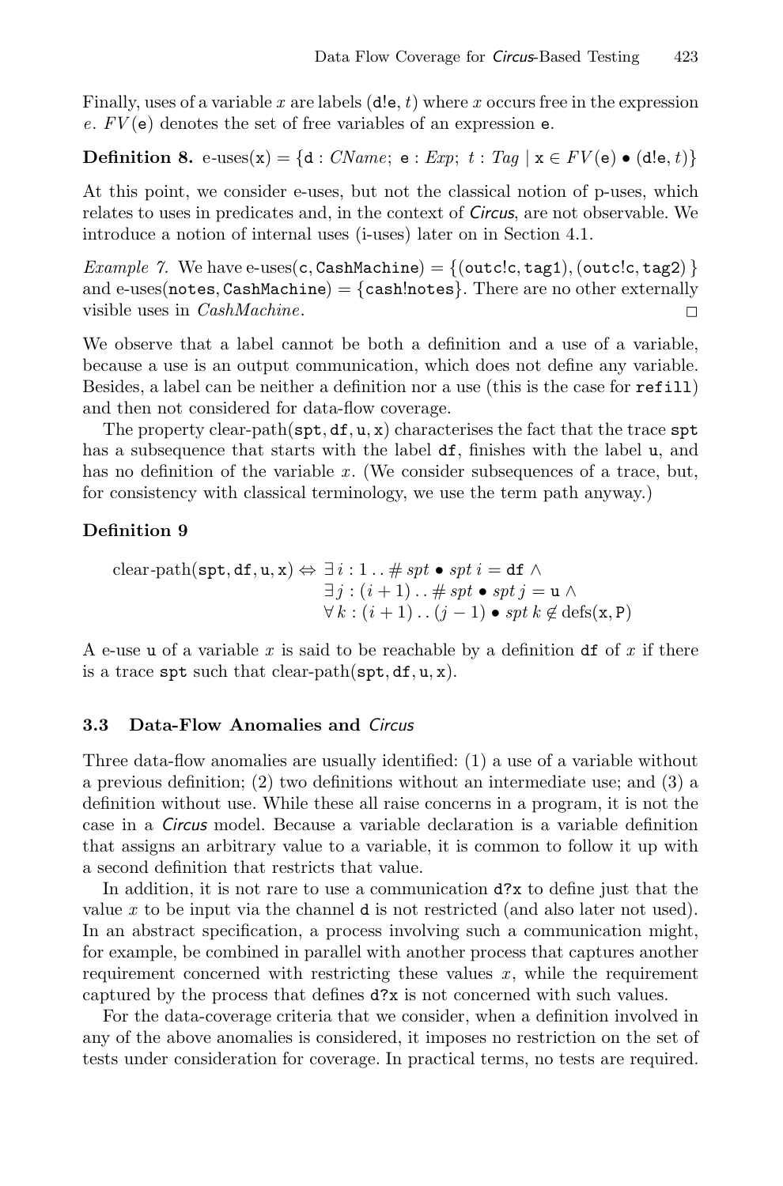Finally, uses of a variable $x$ are labels $(\mathtt{d!e}, t)$ where $x$ occurs free in the expression $e$. $FV(\mathtt{e})$ denotes the set of free variables of an expression $\mathtt{e}$.

**Definition 8.** $\text{e-uses}(\mathtt{x}) = \{\mathtt{d} : \mathit{CName};\ \mathtt{e} : \mathit{Exp};\ t : \mathit{Tag} \mid \mathtt{x} \in FV(\mathtt{e}) \bullet (\mathtt{d!e}, t)\}$

At this point, we consider e-uses, but not the classical notion of p-uses, which relates to uses in predicates and, in the context of *Circus*, are not observable. We introduce a notion of internal uses (i-uses) later on in Section 4.1.

*Example 7.* We have $\text{e-uses}(\mathtt{c}, \mathtt{CashMachine}) = \{(\mathtt{outc!c}, \mathtt{tag1}), (\mathtt{outc!c}, \mathtt{tag2})\}$ and $\text{e-uses}(\mathtt{notes}, \mathtt{CashMachine}) = \{\mathtt{cash!notes}\}$. There are no other externally visible uses in *CashMachine*. □

We observe that a label cannot be both a definition and a use of a variable, because a use is an output communication, which does not define any variable. Besides, a label can be neither a definition nor a use (this is the case for `refill`) and then not considered for data-flow coverage.

The property $\text{clear-path}(\mathtt{spt}, \mathtt{df}, \mathtt{u}, \mathtt{x})$ characterises the fact that the trace `spt` has a subsequence that starts with the label `df`, finishes with the label `u`, and has no definition of the variable $x$. (We consider subsequences of a trace, but, for consistency with classical terminology, we use the term path anyway.)

**Definition 9**

$$
\begin{aligned}
\text{clear-path}(\mathtt{spt}, \mathtt{df}, \mathtt{u}, \mathtt{x}) \Leftrightarrow\ & \exists\, i : 1 \mathinner{..} \#\mathit{spt} \bullet \mathit{spt}\ i = \mathtt{df}\ \wedge \\
& \exists\, j : (i+1) \mathinner{..} \#\mathit{spt} \bullet \mathit{spt}\ j = \mathtt{u}\ \wedge \\
& \forall\, k : (i+1) \mathinner{..} (j-1) \bullet \mathit{spt}\ k \notin \text{defs}(\mathtt{x}, \mathtt{P})
\end{aligned}
$$

A e-use `u` of a variable $x$ is said to be reachable by a definition `df` of $x$ if there is a trace `spt` such that $\text{clear-path}(\mathtt{spt}, \mathtt{df}, \mathtt{u}, \mathtt{x})$.

### 3.3 Data-Flow Anomalies and *Circus*

Three data-flow anomalies are usually identified: (1) a use of a variable without a previous definition; (2) two definitions without an intermediate use; and (3) a definition without use. While these all raise concerns in a program, it is not the case in a *Circus* model. Because a variable declaration is a variable definition that assigns an arbitrary value to a variable, it is common to follow it up with a second definition that restricts that value.

In addition, it is not rare to use a communication `d?x` to define just that the value $x$ to be input via the channel `d` is not restricted (and also later not used). In an abstract specification, a process involving such a communication might, for example, be combined in parallel with another process that captures another requirement concerned with restricting these values $x$, while the requirement captured by the process that defines `d?x` is not concerned with such values.

For the data-coverage criteria that we consider, when a definition involved in any of the above anomalies is considered, it imposes no restriction on the set of tests under consideration for coverage. In practical terms, no tests are required.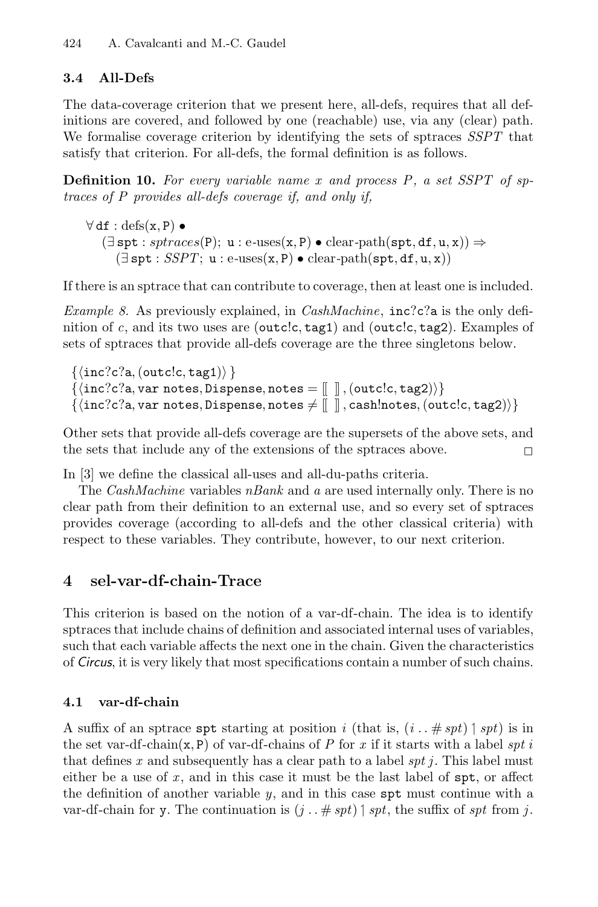### 3.4 All-Defs

The data-coverage criterion that we present here, all-defs, requires that all definitions are covered, and followed by one (reachable) use, via any (clear) path. We formalise coverage criterion by identifying the sets of sptraces *SSPT* that satisfy that criterion. For all-defs, the formal definition is as follows.

**Definition 10.** *For every variable name x and process P, a set SSPT of sptraces of P provides all-defs coverage if, and only if,*

$$
\begin{array}{l}
\forall\, \mathtt{df} : \mathrm{defs}(\mathtt{x}, \mathtt{P}) \bullet \\
\quad (\exists\, \mathtt{spt} : \mathit{sptraces}(\mathtt{P});\ \mathtt{u} : \text{e-uses}(\mathtt{x}, \mathtt{P}) \bullet \text{clear-path}(\mathtt{spt}, \mathtt{df}, \mathtt{u}, \mathtt{x})) \Rightarrow \\
\qquad (\exists\, \mathtt{spt} : \mathit{SSPT};\ \mathtt{u} : \text{e-uses}(\mathtt{x}, \mathtt{P}) \bullet \text{clear-path}(\mathtt{spt}, \mathtt{df}, \mathtt{u}, \mathtt{x}))
\end{array}
$$

If there is an sptrace that can contribute to coverage, then at least one is included.

*Example 8.* As previously explained, in *CashMachine*, `inc?c?a` is the only definition of $c$, and its two uses are (`outc!c`, `tag1`) and (`outc!c`, `tag2`). Examples of sets of sptraces that provide all-defs coverage are the three singletons below.

$\{\langle \mathtt{inc?c?a}, (\mathtt{outc!c}, \mathtt{tag1}) \rangle\}$
$\{\langle \mathtt{inc?c?a}, \mathtt{var\ notes}, \mathtt{Dispense}, \mathtt{notes} = [\![\ ]\!], (\mathtt{outc!c}, \mathtt{tag2}) \rangle\}$
$\{\langle \mathtt{inc?c?a}, \mathtt{var\ notes}, \mathtt{Dispense}, \mathtt{notes} \neq [\![\ ]\!], \mathtt{cash!notes}, (\mathtt{outc!c}, \mathtt{tag2}) \rangle\}$

Other sets that provide all-defs coverage are the supersets of the above sets, and the sets that include any of the extensions of the sptraces above. □

In [3] we define the classical all-uses and all-du-paths criteria.

The *CashMachine* variables *nBank* and *a* are used internally only. There is no clear path from their definition to an external use, and so every set of sptraces provides coverage (according to all-defs and the other classical criteria) with respect to these variables. They contribute, however, to our next criterion.

## 4 sel-var-df-chain-Trace

This criterion is based on the notion of a var-df-chain. The idea is to identify sptraces that include chains of definition and associated internal uses of variables, such that each variable affects the next one in the chain. Given the characteristics of *Circus*, it is very likely that most specifications contain a number of such chains.

### 4.1 var-df-chain

A suffix of an sptrace `spt` starting at position $i$ (that is, $(i \mathrel{..} \#\, spt) \upharpoonright spt$) is in the set var-df-chain(x, P) of var-df-chains of $P$ for $x$ if it starts with a label $spt\ i$ that defines $x$ and subsequently has a clear path to a label $spt\ j$. This label must either be a use of $x$, and in this case it must be the last label of `spt`, or affect the definition of another variable $y$, and in this case `spt` must continue with a var-df-chain for `y`. The continuation is $(j \mathrel{..} \#\, spt) \upharpoonright spt$, the suffix of $spt$ from $j$.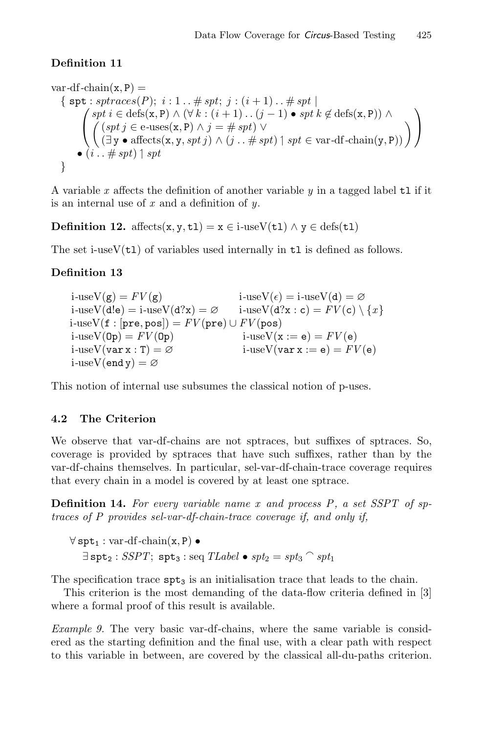**Definition 11**

$$
\begin{array}{l}
\text{var-df-chain}(\mathtt{x}, \mathtt{P}) = \\
\quad \{\ \mathtt{spt} : \mathit{sptraces}(P);\ i : 1\mathinner{..}\#\,\mathit{spt};\ j : (i+1)\mathinner{..}\#\,\mathit{spt}\ | \\
\qquad \left( \begin{array}{l} \mathit{spt}\ i \in \text{defs}(\mathtt{x}, \mathtt{P}) \wedge (\forall\, k : (i+1)\mathinner{..}(j-1) \bullet \mathit{spt}\ k \notin \text{defs}(\mathtt{x}, \mathtt{P})) \wedge \\ \left( \begin{array}{l} (\mathit{spt}\ j \in \text{e-uses}(\mathtt{x}, \mathtt{P}) \wedge j = \#\,\mathit{spt}) \vee \\ (\exists\, \mathtt{y} \bullet \text{affects}(\mathtt{x}, \mathtt{y}, \mathit{spt}\ j) \wedge (j\mathinner{..}\#\,\mathit{spt}) \upharpoonright \mathit{spt} \in \text{var-df-chain}(\mathtt{y}, \mathtt{P})) \end{array} \right) \end{array} \right) \\
\qquad \bullet\ (i\mathinner{..}\#\,\mathit{spt}) \upharpoonright \mathit{spt} \\
\quad \}
\end{array}
$$

A variable $x$ affects the definition of another variable $y$ in a tagged label $\mathtt{tl}$ if it is an internal use of $x$ and a definition of $y$.

**Definition 12.** $\text{affects}(\mathtt{x}, \mathtt{y}, \mathtt{tl}) = \mathtt{x} \in \text{i-useV}(\mathtt{tl}) \wedge \mathtt{y} \in \text{defs}(\mathtt{tl})$

The set $\text{i-useV}(\mathtt{tl})$ of variables used internally in $\mathtt{tl}$ is defined as follows.

**Definition 13**

$$
\begin{array}{ll}
\text{i-useV}(\mathtt{g}) = FV(\mathtt{g}) & \text{i-useV}(\epsilon) = \text{i-useV}(\mathtt{d}) = \varnothing \\
\text{i-useV}(\mathtt{d!e}) = \text{i-useV}(\mathtt{d?x}) = \varnothing & \text{i-useV}(\mathtt{d?x : c}) = FV(\mathtt{c}) \setminus \{x\} \\
\multicolumn{2}{l}{\text{i-useV}(\mathtt{f} : [\mathtt{pre}, \mathtt{pos}]) = FV(\mathtt{pre}) \cup FV(\mathtt{pos})} \\
\text{i-useV}(\mathtt{Op}) = FV(\mathtt{Op}) & \text{i-useV}(\mathtt{x := e}) = FV(\mathtt{e}) \\
\text{i-useV}(\mathtt{var\,x : T}) = \varnothing & \text{i-useV}(\mathtt{var\,x := e}) = FV(\mathtt{e}) \\
\text{i-useV}(\mathtt{end\,y}) = \varnothing &
\end{array}
$$

This notion of internal use subsumes the classical notion of p-uses.

### 4.2 The Criterion

We observe that var-df-chains are not sptraces, but suffixes of sptraces. So, coverage is provided by sptraces that have such suffixes, rather than by the var-df-chains themselves. In particular, sel-var-df-chain-trace coverage requires that every chain in a model is covered by at least one sptrace.

**Definition 14.** *For every variable name $x$ and process $P$, a set $SSPT$ of sptraces of $P$ provides sel-var-df-chain-trace coverage if, and only if,*

$$
\begin{array}{l}
\forall\, \mathtt{spt}_1 : \text{var-df-chain}(\mathtt{x}, \mathtt{P}) \bullet \\
\quad \exists\, \mathtt{spt}_2 : \mathit{SSPT};\ \mathtt{spt}_3 : \text{seq}\ \mathit{TLabel} \bullet \mathit{spt}_2 = \mathit{spt}_3 \frown \mathit{spt}_1
\end{array}
$$

The specification trace $\mathtt{spt}_3$ is an initialisation trace that leads to the chain.

This criterion is the most demanding of the data-flow criteria defined in [3] where a formal proof of this result is available.

*Example 9.* The very basic var-df-chains, where the same variable is considered as the starting definition and the final use, with a clear path with respect to this variable in between, are covered by the classical all-du-paths criterion.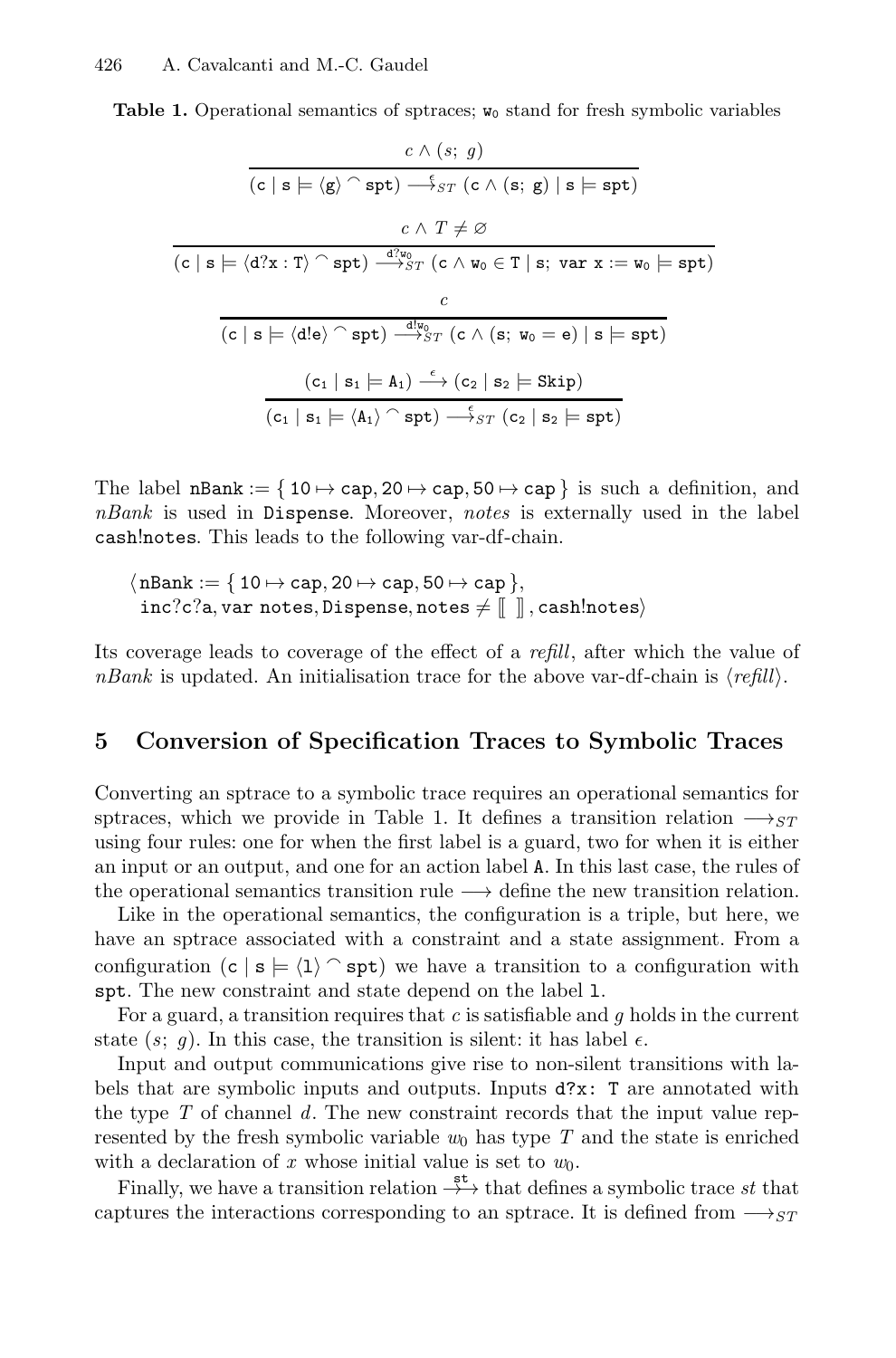**Table 1.** Operational semantics of sptraces; $\mathtt{w_0}$ stand for fresh symbolic variables

$$\frac{c \wedge (s;\ g)}{(\mathtt{c} \mid \mathtt{s} \models \langle \mathtt{g} \rangle \frown \mathtt{spt}) \stackrel{\epsilon}{\longrightarrow}_{ST} (\mathtt{c} \wedge (\mathtt{s};\ \mathtt{g}) \mid \mathtt{s} \models \mathtt{spt})}$$

$$\frac{c \wedge T \neq \varnothing}{(\mathtt{c} \mid \mathtt{s} \models \langle \mathtt{d?x : T} \rangle \frown \mathtt{spt}) \stackrel{\mathtt{d?w_0}}{\longrightarrow}_{ST} (\mathtt{c} \wedge \mathtt{w_0} \in \mathtt{T} \mid \mathtt{s};\ \mathtt{var\ x := w_0} \models \mathtt{spt})}$$

$$\frac{c}{(\mathtt{c} \mid \mathtt{s} \models \langle \mathtt{d!e} \rangle \frown \mathtt{spt}) \stackrel{\mathtt{d!w_0}}{\longrightarrow}_{ST} (\mathtt{c} \wedge (\mathtt{s};\ \mathtt{w_0} = \mathtt{e}) \mid \mathtt{s} \models \mathtt{spt})}$$

$$\frac{(\mathtt{c_1} \mid \mathtt{s_1} \models \mathtt{A_1}) \stackrel{\epsilon}{\longrightarrow} (\mathtt{c_2} \mid \mathtt{s_2} \models \mathtt{Skip})}{(\mathtt{c_1} \mid \mathtt{s_1} \models \langle \mathtt{A_1} \rangle \frown \mathtt{spt}) \stackrel{\epsilon}{\longrightarrow}_{ST} (\mathtt{c_2} \mid \mathtt{s_2} \models \mathtt{spt})}$$

The label $\mathtt{nBank} := \{ 10 \mapsto \mathtt{cap}, 20 \mapsto \mathtt{cap}, 50 \mapsto \mathtt{cap} \}$ is such a definition, and *nBank* is used in `Dispense`. Moreover, *notes* is externally used in the label `cash!notes`. This leads to the following var-df-chain.

$\langle \mathtt{nBank} := \{ 10 \mapsto \mathtt{cap}, 20 \mapsto \mathtt{cap}, 50 \mapsto \mathtt{cap} \},$
$\quad \mathtt{inc?c?a}, \mathtt{var\ notes}, \mathtt{Dispense}, \mathtt{notes} \neq [\![\ ]\!], \mathtt{cash!notes} \rangle$

Its coverage leads to coverage of the effect of a *refill*, after which the value of *nBank* is updated. An initialisation trace for the above var-df-chain is $\langle \mathit{refill} \rangle$.

## 5 Conversion of Specification Traces to Symbolic Traces

Converting an sptrace to a symbolic trace requires an operational semantics for sptraces, which we provide in Table 1. It defines a transition relation $\longrightarrow_{ST}$ using four rules: one for when the first label is a guard, two for when it is either an input or an output, and one for an action label `A`. In this last case, the rules of the operational semantics transition rule $\longrightarrow$ define the new transition relation.

Like in the operational semantics, the configuration is a triple, but here, we have an sptrace associated with a constraint and a state assignment. From a configuration $(\mathtt{c} \mid \mathtt{s} \models \langle \mathtt{l} \rangle \frown \mathtt{spt})$ we have a transition to a configuration with `spt`. The new constraint and state depend on the label `l`.

For a guard, a transition requires that $c$ is satisfiable and $g$ holds in the current state $(s;\ g)$. In this case, the transition is silent: it has label $\epsilon$.

Input and output communications give rise to non-silent transitions with labels that are symbolic inputs and outputs. Inputs `d?x: T` are annotated with the type $T$ of channel $d$. The new constraint records that the input value represented by the fresh symbolic variable $w_0$ has type $T$ and the state is enriched with a declaration of $x$ whose initial value is set to $w_0$.

Finally, we have a transition relation $\stackrel{\mathtt{st}}{\Rightarrow}$ that defines a symbolic trace *st* that captures the interactions corresponding to an sptrace. It is defined from $\longrightarrow_{ST}$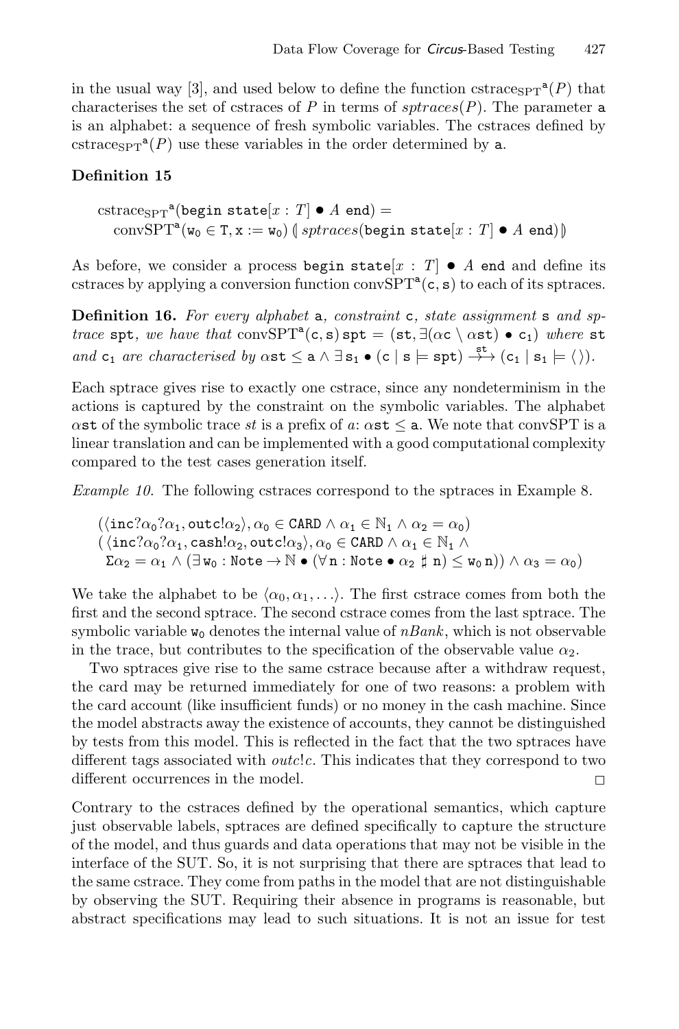in the usual way [3], and used below to define the function $\text{cstraces}_{\text{SPT}}{}^{\mathtt{a}}(P)$ that characterises the set of cstraces of $P$ in terms of $sptraces(P)$. The parameter $\mathtt{a}$ is an alphabet: a sequence of fresh symbolic variables. The cstraces defined by $\text{cstraces}_{\text{SPT}}{}^{\mathtt{a}}(P)$ use these variables in the order determined by $\mathtt{a}$.

**Definition 15**

$$
\begin{aligned}
&\text{cstraces}_{\text{SPT}}{}^{\mathtt{a}}(\mathtt{begin\ state}[x : T] \bullet A\ \mathtt{end}) = \\
&\quad \text{convSPT}^{\mathtt{a}}(\mathtt{w}_0 \in \mathtt{T}, \mathtt{x} := \mathtt{w}_0)\ (\!|\ sptraces(\mathtt{begin\ state}[x : T] \bullet A\ \mathtt{end})\ |\!)
\end{aligned}
$$

As before, we consider a process $\mathtt{begin\ state}[x : T] \bullet A\ \mathtt{end}$ and define its cstraces by applying a conversion function $\text{convSPT}^{\mathtt{a}}(\mathtt{c}, \mathtt{s})$ to each of its sptraces.

**Definition 16.** *For every alphabet* $\mathtt{a}$*, constraint* $\mathtt{c}$*, state assignment* $\mathtt{s}$ *and sptrace* $\mathtt{spt}$*, we have that* $\text{convSPT}^{\mathtt{a}}(\mathtt{c}, \mathtt{s})\, \mathtt{spt} = (\mathtt{st}, \exists(\alpha\mathtt{c} \setminus \alpha\mathtt{st}) \bullet \mathtt{c}_1)$ *where* $\mathtt{st}$ *and* $\mathtt{c}_1$ *are characterised by* $\alpha\mathtt{st} \leq \mathtt{a} \wedge \exists\, \mathtt{s}_1 \bullet (\mathtt{c} \mid \mathtt{s} \models \mathtt{spt}) \overset{\mathtt{st}}{\twoheadrightarrow} (\mathtt{c}_1 \mid \mathtt{s}_1 \models \langle\rangle)$.

Each sptrace gives rise to exactly one cstrace, since any nondeterminism in the actions is captured by the constraint on the symbolic variables. The alphabet $\alpha\mathtt{st}$ of the symbolic trace $st$ is a prefix of $a$: $\alpha\mathtt{st} \leq \mathtt{a}$. We note that convSPT is a linear translation and can be implemented with a good computational complexity compared to the test cases generation itself.

*Example 10.* The following cstraces correspond to the sptraces in Example 8.

$$
\begin{aligned}
&(\langle \mathtt{inc}?\alpha_0?\alpha_1, \mathtt{outc}!\alpha_2\rangle, \alpha_0 \in \mathtt{CARD} \wedge \alpha_1 \in \mathbb{N}_1 \wedge \alpha_2 = \alpha_0) \\
&(\langle \mathtt{inc}?\alpha_0?\alpha_1, \mathtt{cash}!\alpha_2, \mathtt{outc}!\alpha_3\rangle, \alpha_0 \in \mathtt{CARD} \wedge \alpha_1 \in \mathbb{N}_1 \wedge \\
&\quad \Sigma\alpha_2 = \alpha_1 \wedge (\exists\, \mathtt{w}_0 : \mathtt{Note} \rightarrow \mathbb{N} \bullet (\forall\, \mathtt{n} : \mathtt{Note} \bullet \alpha_2 \sharp\ \mathtt{n}) \leq \mathtt{w}_0\, \mathtt{n})) \wedge \alpha_3 = \alpha_0)
\end{aligned}
$$

We take the alphabet to be $\langle \alpha_0, \alpha_1, \ldots\rangle$. The first cstrace comes from both the first and the second sptrace. The second cstrace comes from the last sptrace. The symbolic variable $\mathtt{w}_0$ denotes the internal value of *nBank*, which is not observable in the trace, but contributes to the specification of the observable value $\alpha_2$.

Two sptraces give rise to the same cstrace because after a withdraw request, the card may be returned immediately for one of two reasons: a problem with the card account (like insufficient funds) or no money in the cash machine. Since the model abstracts away the existence of accounts, they cannot be distinguished by tests from this model. This is reflected in the fact that the two sptraces have different tags associated with *outc*!*c*. This indicates that they correspond to two different occurrences in the model. □

Contrary to the cstraces defined by the operational semantics, which capture just observable labels, sptraces are defined specifically to capture the structure of the model, and thus guards and data operations that may not be visible in the interface of the SUT. So, it is not surprising that there are sptraces that lead to the same cstrace. They come from paths in the model that are not distinguishable by observing the SUT. Requiring their absence in programs is reasonable, but abstract specifications may lead to such situations. It is not an issue for test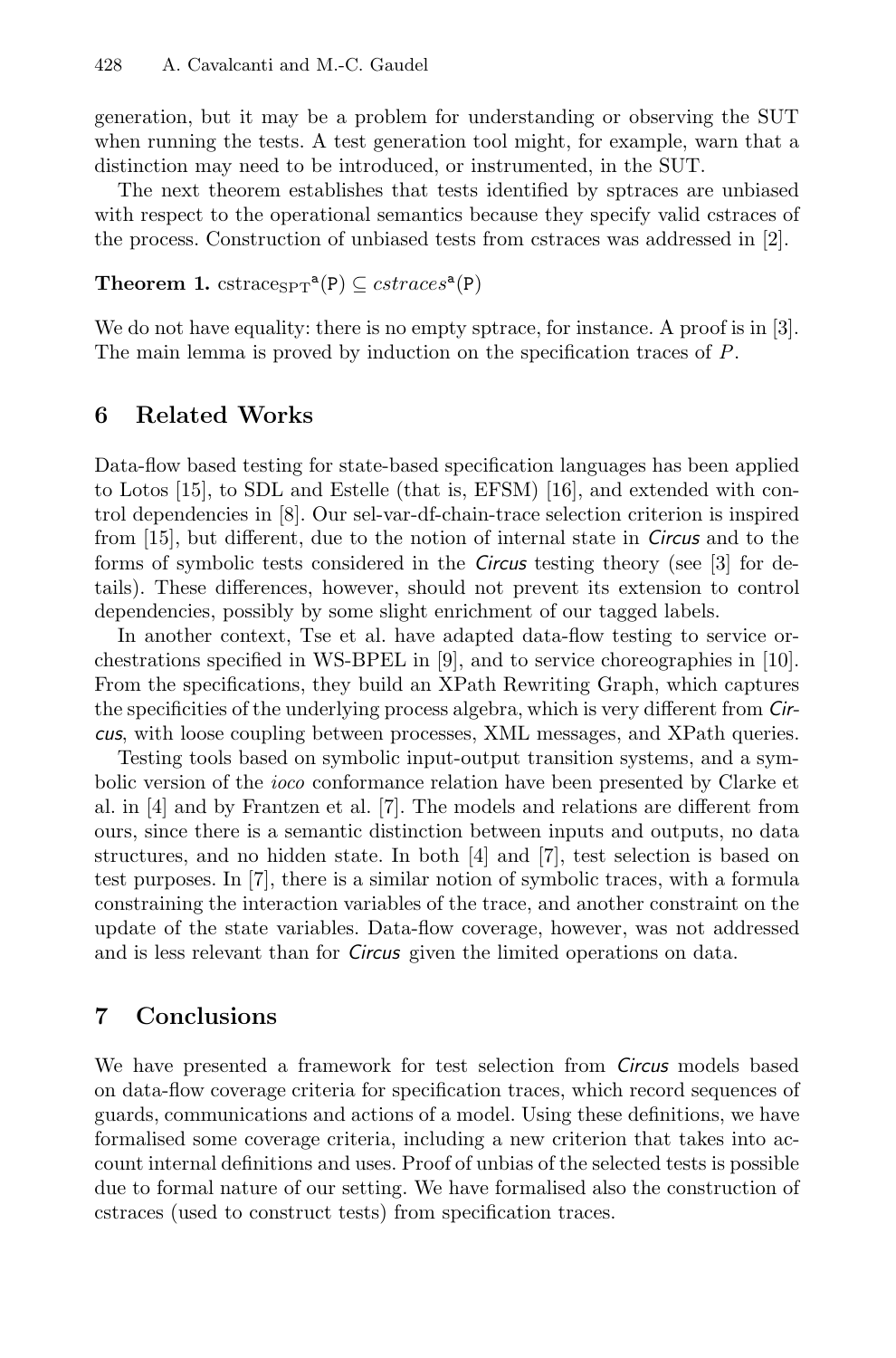generation, but it may be a problem for understanding or observing the SUT when running the tests. A test generation tool might, for example, warn that a distinction may need to be introduced, or instrumented, in the SUT.

The next theorem establishes that tests identified by sptraces are unbiased with respect to the operational semantics because they specify valid cstraces of the process. Construction of unbiased tests from cstraces was addressed in [2].

**Theorem 1.** $\text{cstrace}_{\text{SPT}}{}^{\mathtt{a}}(\mathtt{P}) \subseteq \mathit{cstraces}^{\mathtt{a}}(\mathtt{P})$

We do not have equality: there is no empty sptrace, for instance. A proof is in [3]. The main lemma is proved by induction on the specification traces of $P$.

## 6 Related Works

Data-flow based testing for state-based specification languages has been applied to Lotos [15], to SDL and Estelle (that is, EFSM) [16], and extended with control dependencies in [8]. Our sel-var-df-chain-trace selection criterion is inspired from [15], but different, due to the notion of internal state in *Circus* and to the forms of symbolic tests considered in the *Circus* testing theory (see [3] for details). These differences, however, should not prevent its extension to control dependencies, possibly by some slight enrichment of our tagged labels.

In another context, Tse et al. have adapted data-flow testing to service orchestrations specified in WS-BPEL in [9], and to service choreographies in [10]. From the specifications, they build an XPath Rewriting Graph, which captures the specificities of the underlying process algebra, which is very different from *Circus*, with loose coupling between processes, XML messages, and XPath queries.

Testing tools based on symbolic input-output transition systems, and a symbolic version of the *ioco* conformance relation have been presented by Clarke et al. in [4] and by Frantzen et al. [7]. The models and relations are different from ours, since there is a semantic distinction between inputs and outputs, no data structures, and no hidden state. In both [4] and [7], test selection is based on test purposes. In [7], there is a similar notion of symbolic traces, with a formula constraining the interaction variables of the trace, and another constraint on the update of the state variables. Data-flow coverage, however, was not addressed and is less relevant than for *Circus* given the limited operations on data.

## 7 Conclusions

We have presented a framework for test selection from *Circus* models based on data-flow coverage criteria for specification traces, which record sequences of guards, communications and actions of a model. Using these definitions, we have formalised some coverage criteria, including a new criterion that takes into account internal definitions and uses. Proof of unbias of the selected tests is possible due to formal nature of our setting. We have formalised also the construction of cstraces (used to construct tests) from specification traces.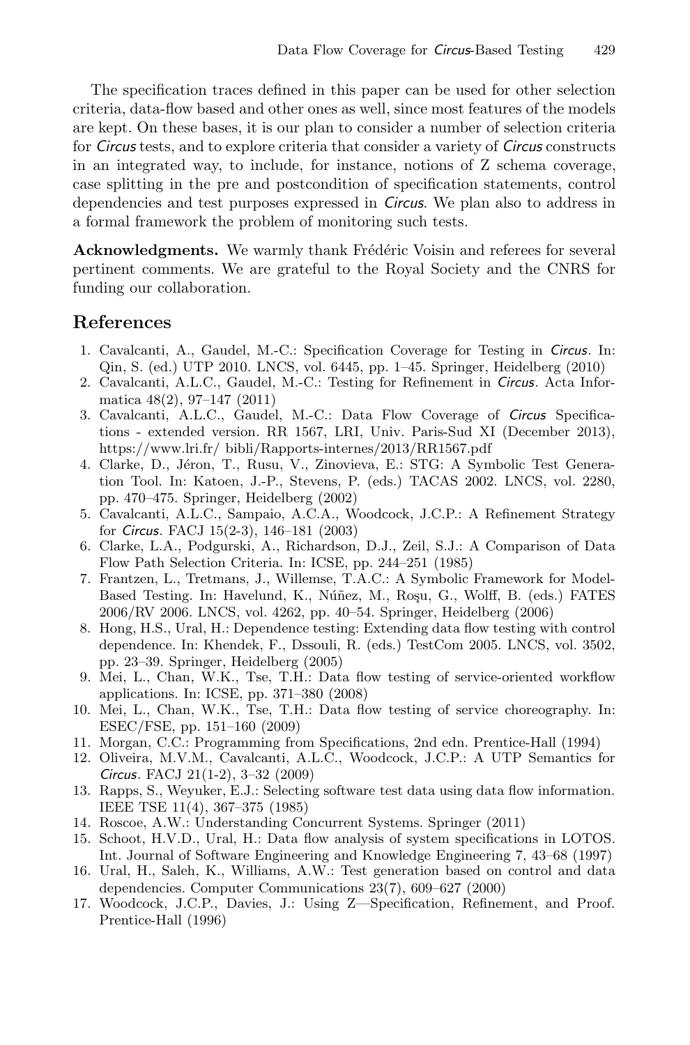The specification traces defined in this paper can be used for other selection criteria, data-flow based and other ones as well, since most features of the models are kept. On these bases, it is our plan to consider a number of selection criteria for *Circus* tests, and to explore criteria that consider a variety of *Circus* constructs in an integrated way, to include, for instance, notions of Z schema coverage, case splitting in the pre and postcondition of specification statements, control dependencies and test purposes expressed in *Circus*. We plan also to address in a formal framework the problem of monitoring such tests.

**Acknowledgments.** We warmly thank Frédéric Voisin and referees for several pertinent comments. We are grateful to the Royal Society and the CNRS for funding our collaboration.

## References

1. Cavalcanti, A., Gaudel, M.-C.: Specification Coverage for Testing in *Circus*. In: Qin, S. (ed.) UTP 2010. LNCS, vol. 6445, pp. 1–45. Springer, Heidelberg (2010)
2. Cavalcanti, A.L.C., Gaudel, M.-C.: Testing for Refinement in *Circus*. Acta Informatica 48(2), 97–147 (2011)
3. Cavalcanti, A.L.C., Gaudel, M.-C.: Data Flow Coverage of *Circus* Specifications - extended version. RR 1567, LRI, Univ. Paris-Sud XI (December 2013), https://www.lri.fr/ bibli/Rapports-internes/2013/RR1567.pdf
4. Clarke, D., Jéron, T., Rusu, V., Zinovieva, E.: STG: A Symbolic Test Generation Tool. In: Katoen, J.-P., Stevens, P. (eds.) TACAS 2002. LNCS, vol. 2280, pp. 470–475. Springer, Heidelberg (2002)
5. Cavalcanti, A.L.C., Sampaio, A.C.A., Woodcock, J.C.P.: A Refinement Strategy for *Circus*. FACJ 15(2-3), 146–181 (2003)
6. Clarke, L.A., Podgurski, A., Richardson, D.J., Zeil, S.J.: A Comparison of Data Flow Path Selection Criteria. In: ICSE, pp. 244–251 (1985)
7. Frantzen, L., Tretmans, J., Willemse, T.A.C.: A Symbolic Framework for Model-Based Testing. In: Havelund, K., Núñez, M., Roşu, G., Wolff, B. (eds.) FATES 2006/RV 2006. LNCS, vol. 4262, pp. 40–54. Springer, Heidelberg (2006)
8. Hong, H.S., Ural, H.: Dependence testing: Extending data flow testing with control dependence. In: Khendek, F., Dssouli, R. (eds.) TestCom 2005. LNCS, vol. 3502, pp. 23–39. Springer, Heidelberg (2005)
9. Mei, L., Chan, W.K., Tse, T.H.: Data flow testing of service-oriented workflow applications. In: ICSE, pp. 371–380 (2008)
10. Mei, L., Chan, W.K., Tse, T.H.: Data flow testing of service choreography. In: ESEC/FSE, pp. 151–160 (2009)
11. Morgan, C.C.: Programming from Specifications, 2nd edn. Prentice-Hall (1994)
12. Oliveira, M.V.M., Cavalcanti, A.L.C., Woodcock, J.C.P.: A UTP Semantics for *Circus*. FACJ 21(1-2), 3–32 (2009)
13. Rapps, S., Weyuker, E.J.: Selecting software test data using data flow information. IEEE TSE 11(4), 367–375 (1985)
14. Roscoe, A.W.: Understanding Concurrent Systems. Springer (2011)
15. Schoot, H.V.D., Ural, H.: Data flow analysis of system specifications in LOTOS. Int. Journal of Software Engineering and Knowledge Engineering 7, 43–68 (1997)
16. Ural, H., Saleh, K., Williams, A.W.: Test generation based on control and data dependencies. Computer Communications 23(7), 609–627 (2000)
17. Woodcock, J.C.P., Davies, J.: Using Z—Specification, Refinement, and Proof. Prentice-Hall (1996)